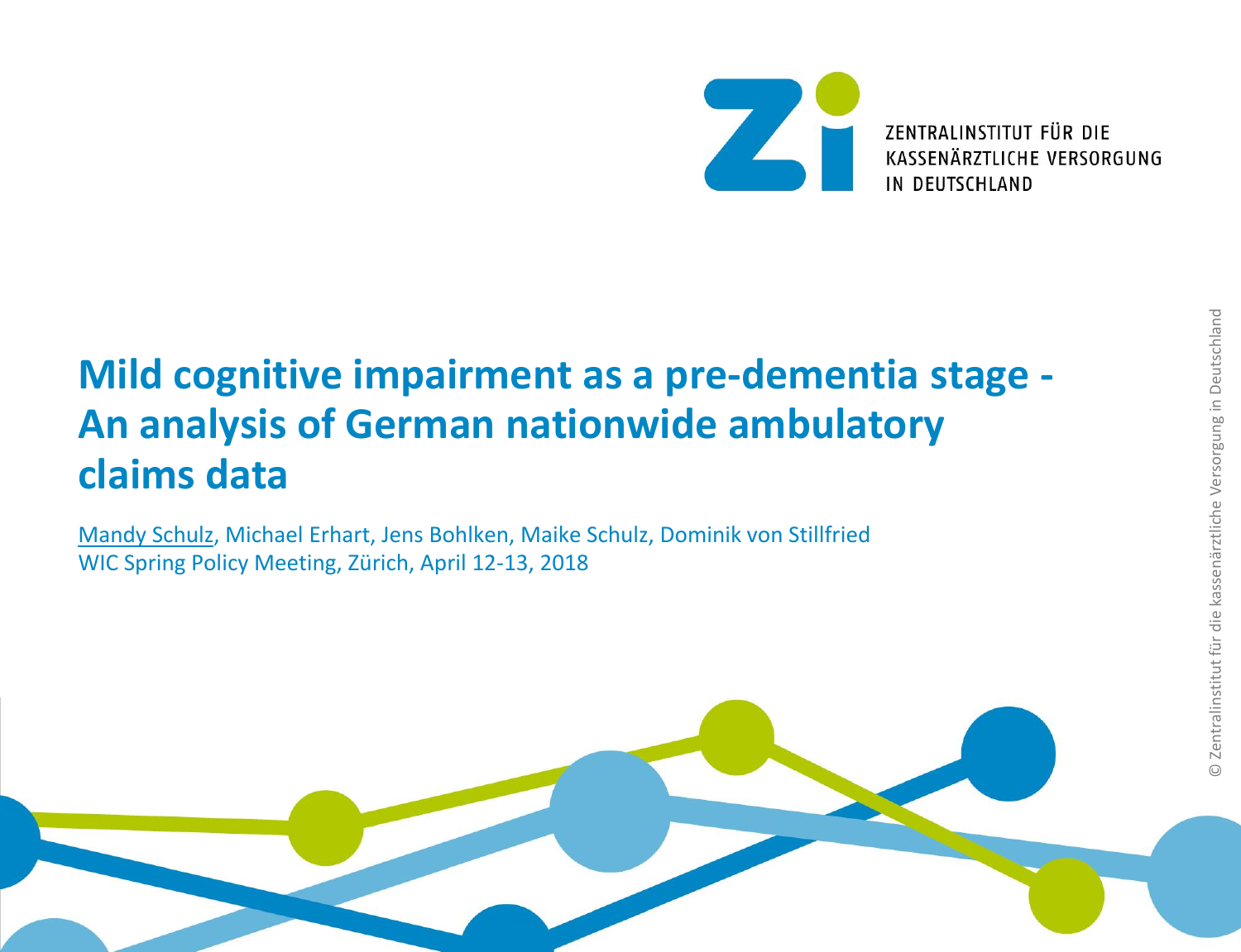ZENTRALINSTITUT FÜR DIE KASSENÄRZTLICHE VERSORGUNG IN DEUTSCHLAND

# Mild cognitive impairment as a pre-dementia stage - An analysis of German nationwide ambulatory claims data

Mandy Schulz, Michael Erhart, Jens Bohlken, Maike Schulz, Dominik von Stillfried
WIC Spring Policy Meeting, Zürich, April 12-13, 2018

© Zentralinstitut für die kassenärztliche Versorgung in Deutschland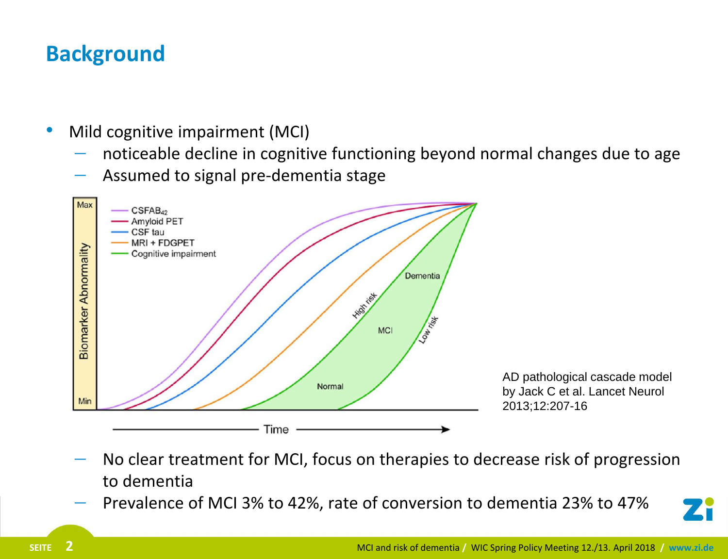# Background

- Mild cognitive impairment (MCI)
  - noticeable decline in cognitive functioning beyond normal changes due to age
  - Assumed to signal pre-dementia stage

AD pathological cascade model by Jack C et al. Lancet Neurol 2013;12:207-16

  - No clear treatment for MCI, focus on therapies to decrease risk of progression to dementia
  - Prevalence of MCI 3% to 42%, rate of conversion to dementia 23% to 47%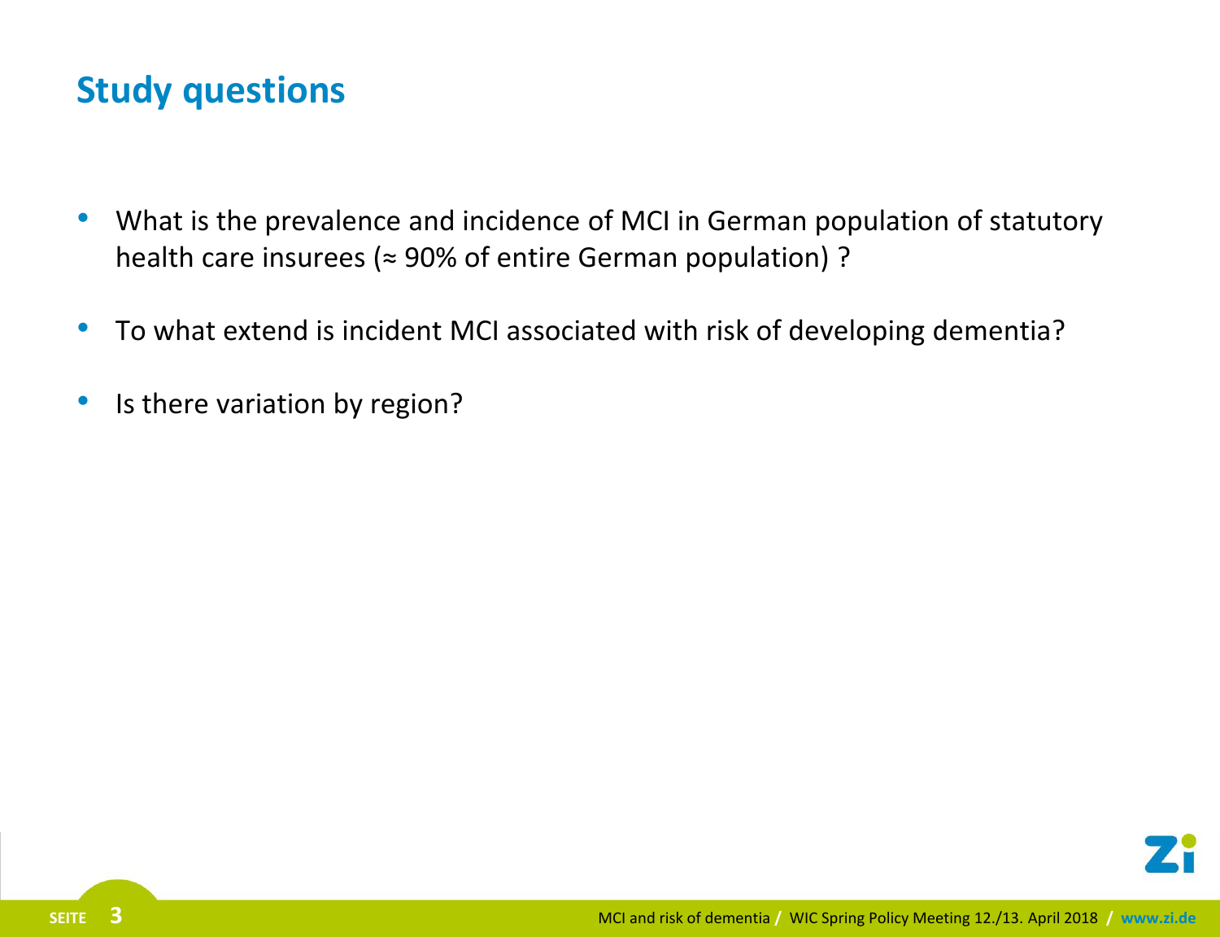# Study questions

- What is the prevalence and incidence of MCI in German population of statutory health care insurees (≈ 90% of entire German population) ?
- To what extend is incident MCI associated with risk of developing dementia?
- Is there variation by region?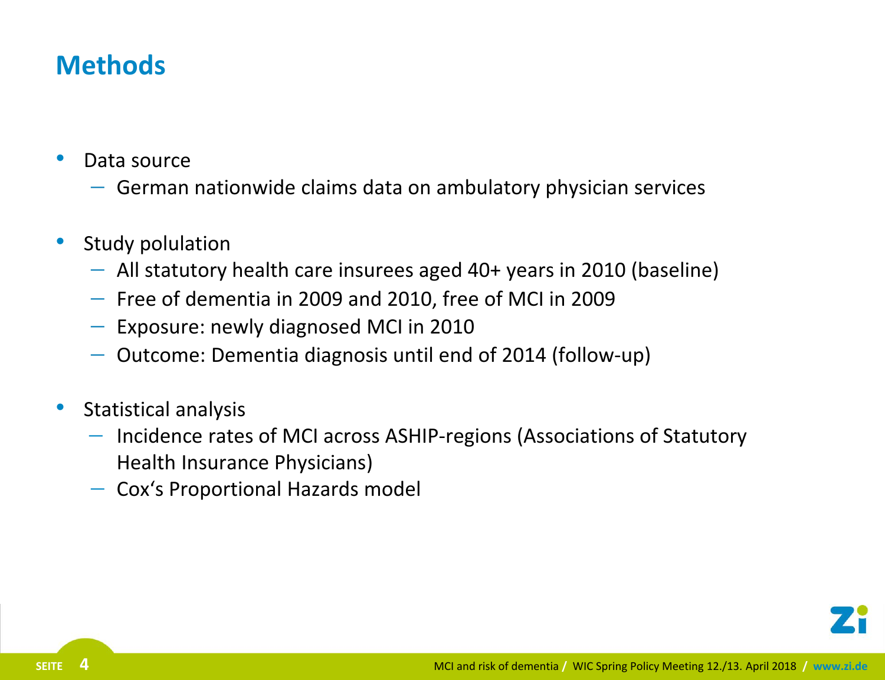# Methods

- Data source
  - German nationwide claims data on ambulatory physician services
- Study polulation
  - All statutory health care insurees aged 40+ years in 2010 (baseline)
  - Free of dementia in 2009 and 2010, free of MCI in 2009
  - Exposure: newly diagnosed MCI in 2010
  - Outcome: Dementia diagnosis until end of 2014 (follow-up)
- Statistical analysis
  - Incidence rates of MCI across ASHIP-regions (Associations of Statutory Health Insurance Physicians)
  - Cox‘s Proportional Hazards model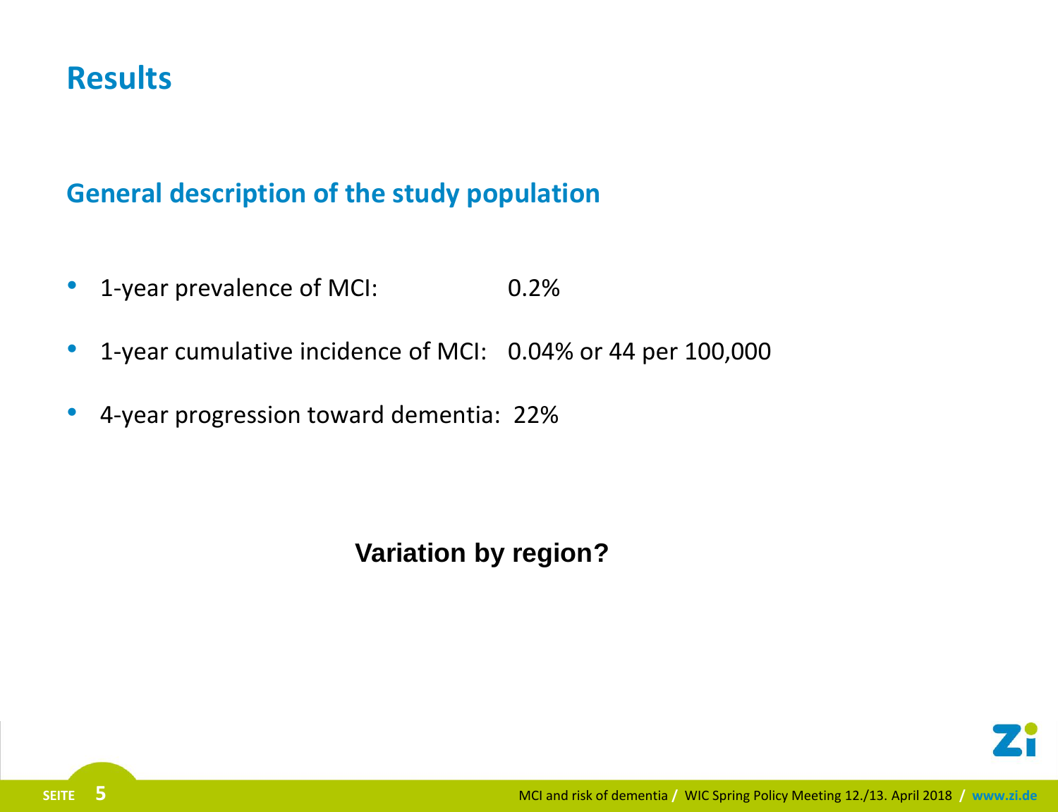# Results

## General description of the study population

- 1-year prevalence of MCI: 0.2%
- 1-year cumulative incidence of MCI: 0.04% or 44 per 100,000
- 4-year progression toward dementia: 22%

**Variation by region?**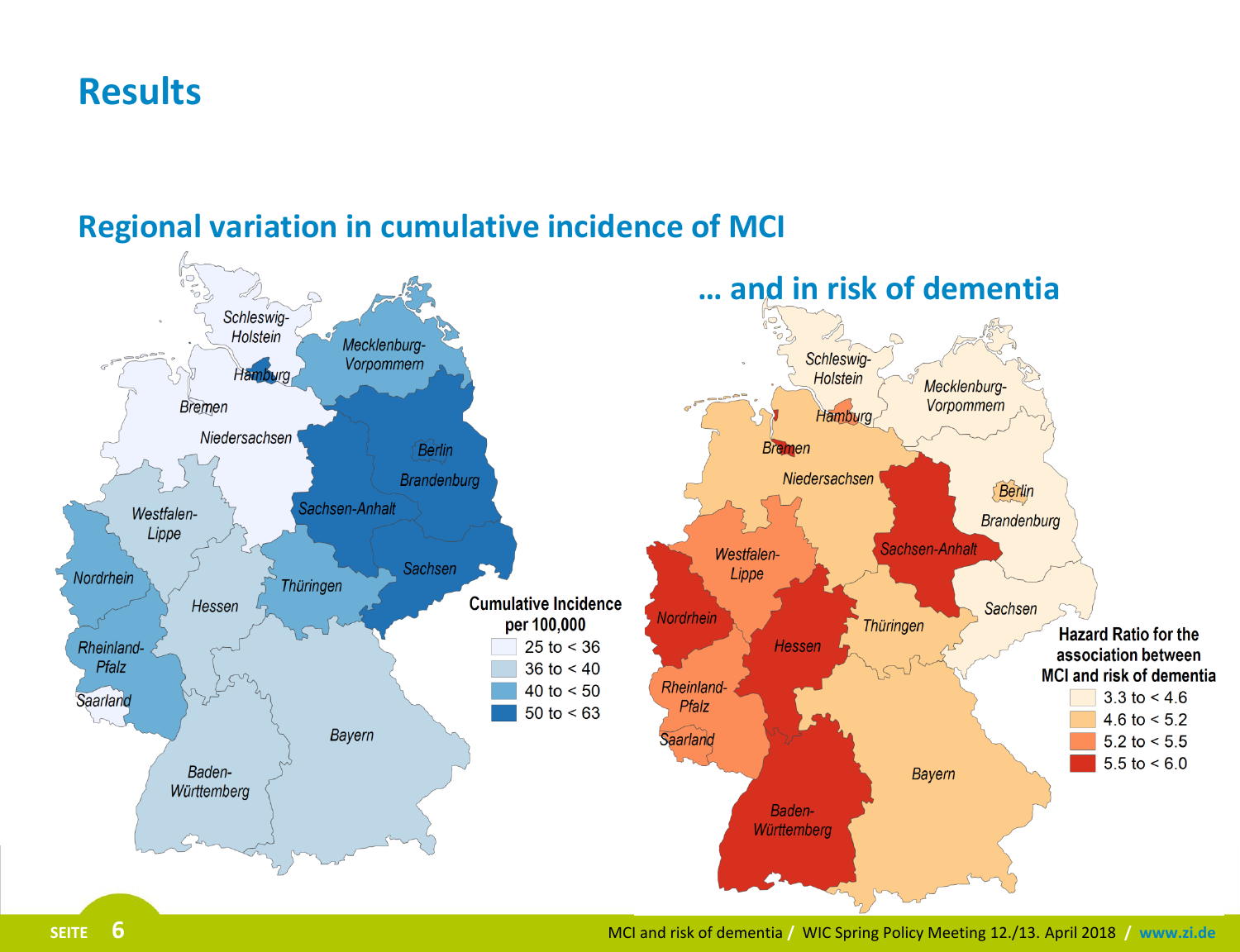# Results

## Regional variation in cumulative incidence of MCI

## … and in risk of dementia

**Cumulative Incidence per 100,000**

- 25 to < 36
- 36 to < 40
- 40 to < 50
- 50 to < 63

**Hazard Ratio for the association between MCI and risk of dementia**

- 3.3 to < 4.6
- 4.6 to < 5.2
- 5.2 to < 5.5
- 5.5 to < 6.0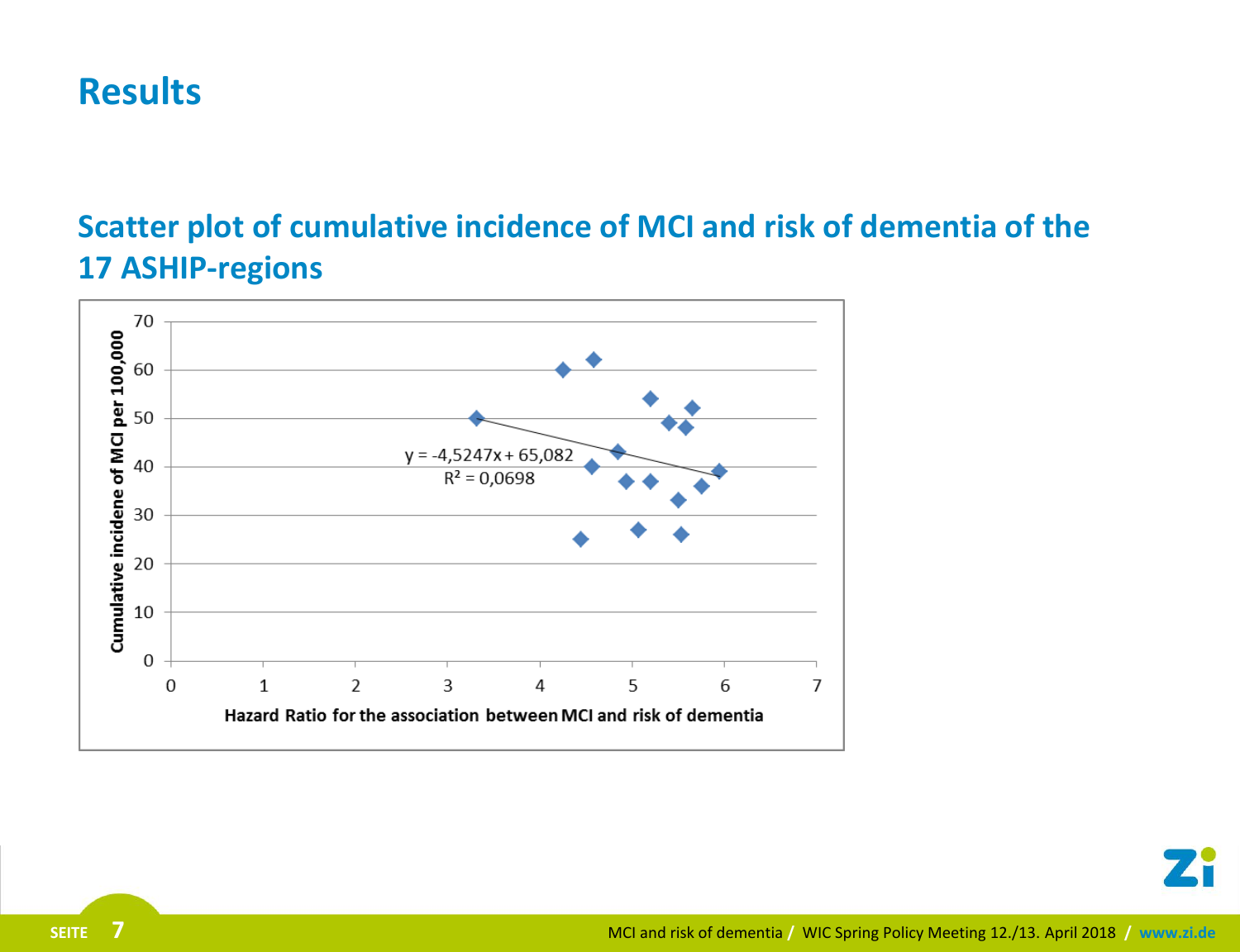# Results

## Scatter plot of cumulative incidence of MCI and risk of dementia of the 17 ASHIP-regions

Cumulative incidene of MCI per 100,000

70
60
50
40
30
20
10
0

$y = -4{,}5247x + 65{,}082$

$R^2 = 0{,}0698$

0 1 2 3 4 5 6 7

Hazard Ratio for the association between MCI and risk of dementia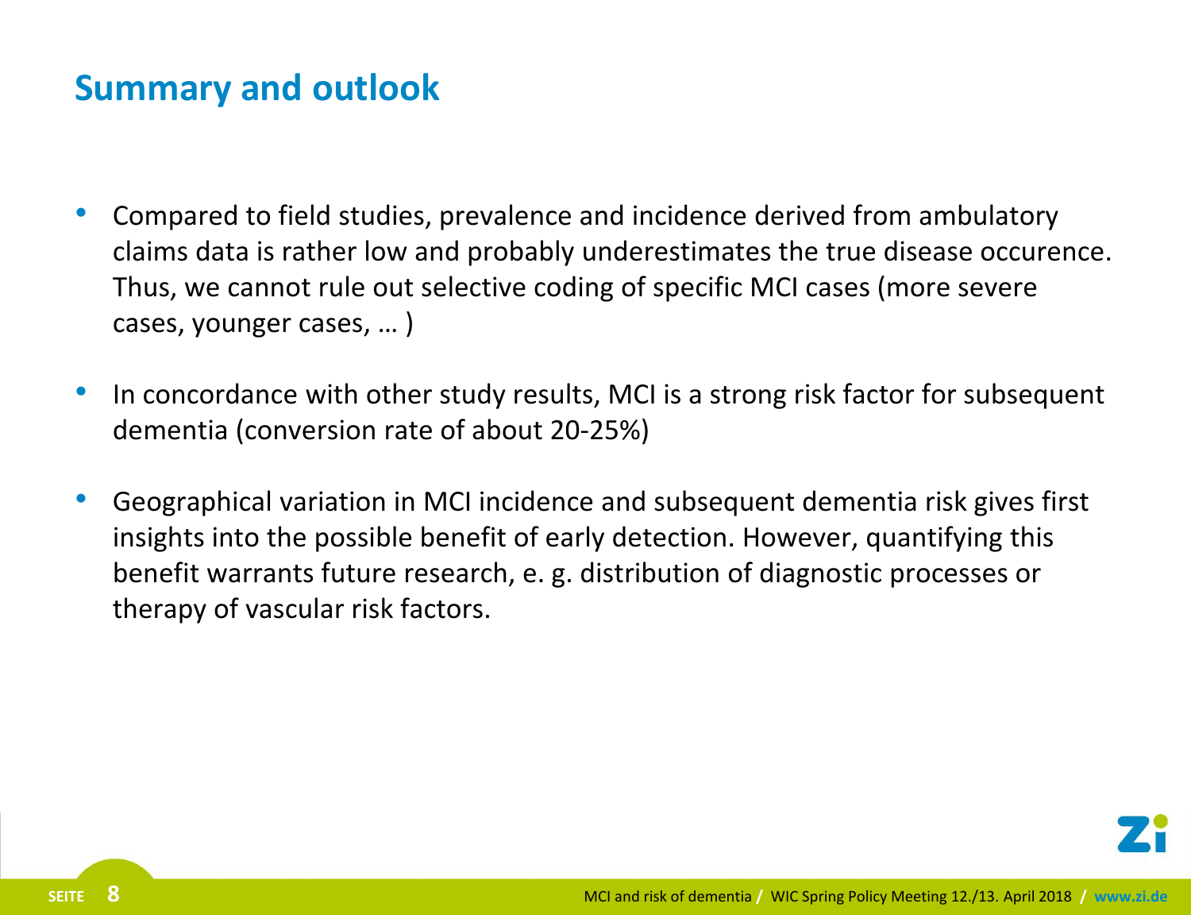## Summary and outlook

- Compared to field studies, prevalence and incidence derived from ambulatory claims data is rather low and probably underestimates the true disease occurence. Thus, we cannot rule out selective coding of specific MCI cases (more severe cases, younger cases, … )
- In concordance with other study results, MCI is a strong risk factor for subsequent dementia (conversion rate of about 20-25%)
- Geographical variation in MCI incidence and subsequent dementia risk gives first insights into the possible benefit of early detection. However, quantifying this benefit warrants future research, e. g. distribution of diagnostic processes or therapy of vascular risk factors.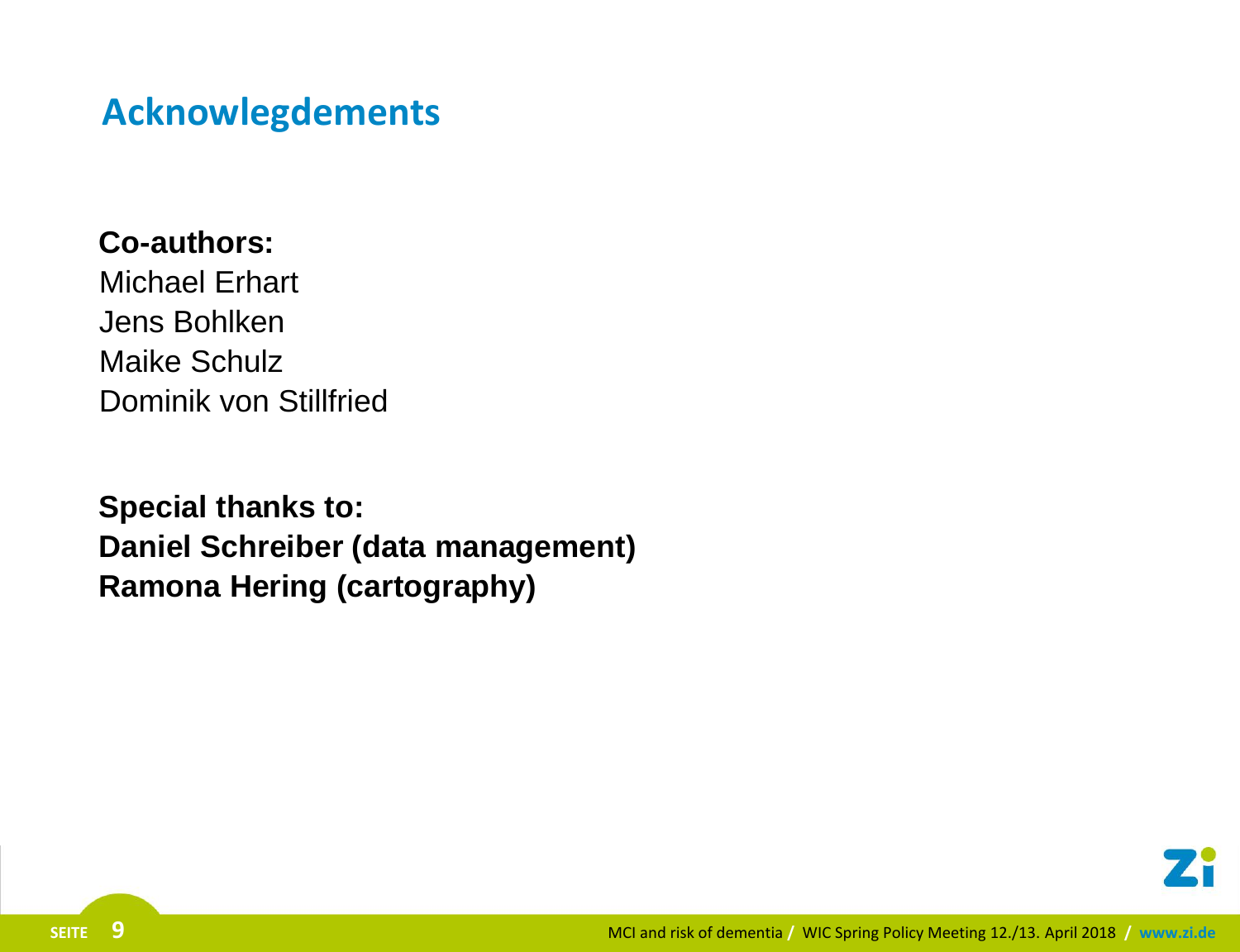# Acknowlegdements

**Co-authors:**
Michael Erhart
Jens Bohlken
Maike Schulz
Dominik von Stillfried

**Special thanks to:**
**Daniel Schreiber (data management)**
**Ramona Hering (cartography)**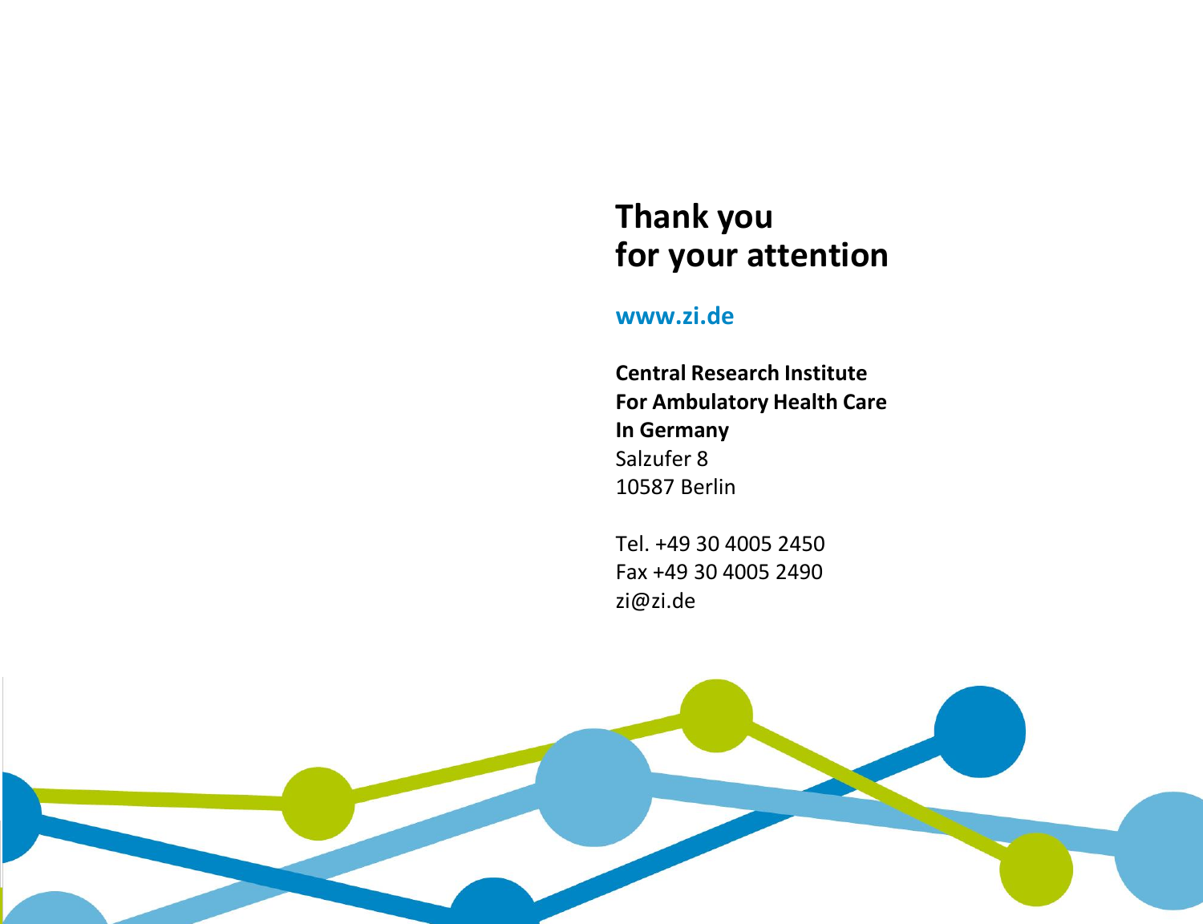# Thank you for your attention

**www.zi.de**

**Central Research Institute**
**For Ambulatory Health Care**
**In Germany**
Salzufer 8
10587 Berlin

Tel. +49 30 4005 2450
Fax +49 30 4005 2490
zi@zi.de